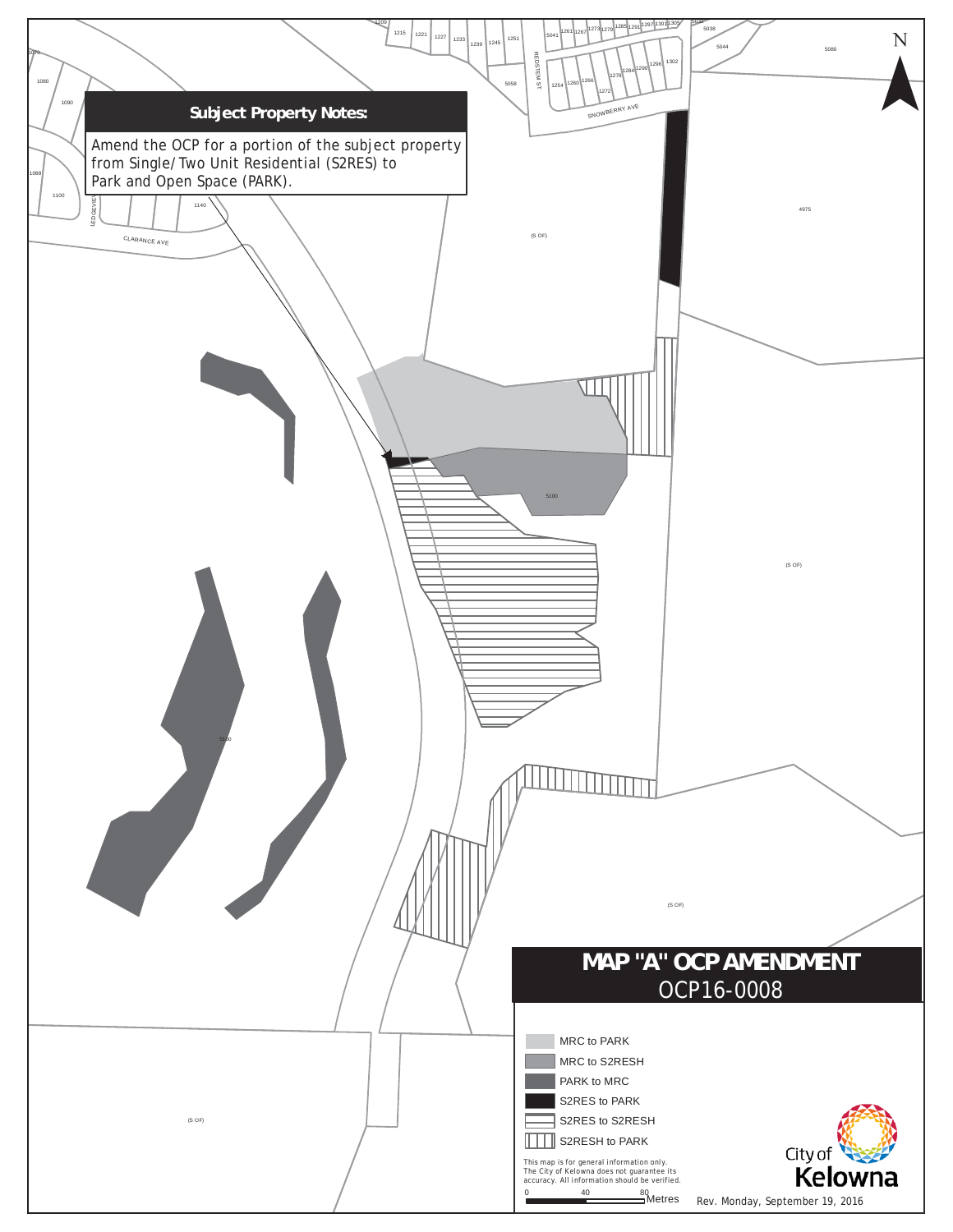## Subject Property Notes:

Amend the OCP for a portion of the subject property from Single/Two Unit Residential (S2RES) to Park and Open Space (PARK).

# MAP "A" OCP AMENDMENT

## OCP16-0008

- MRC to PARK
- MRC to S2RESH
- PARK to MRC
- S2RES to PARK
- S2RES to S2RESH
- S2RESH to PARK

This map is for general information only. The City of Kelowna does not guarantee its accuracy. All information should be verified.

0 40 80 Metres

City of Kelowna

Rev. Monday, September 19, 2016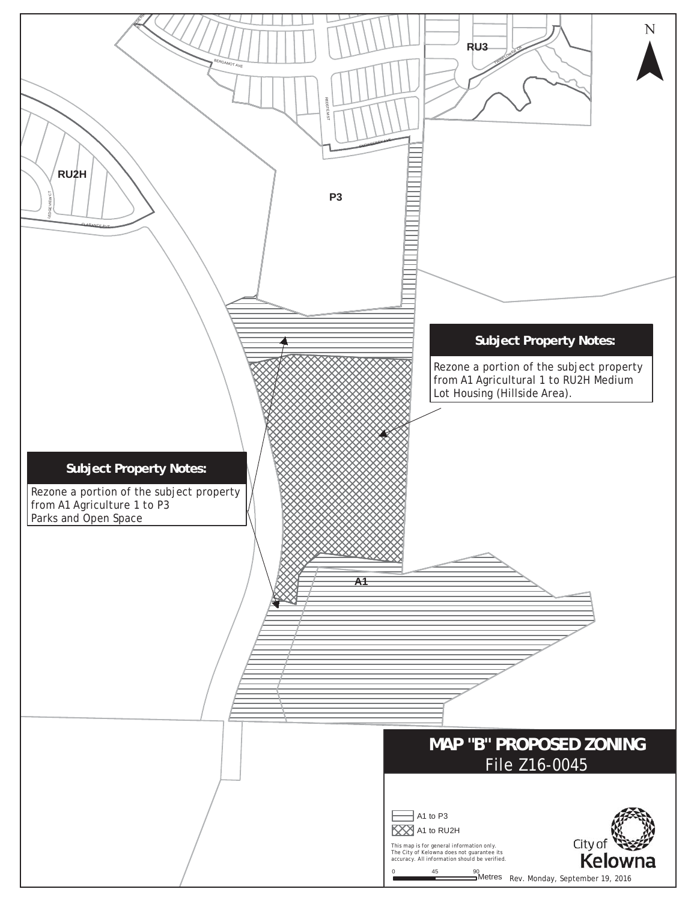# MAP "B" PROPOSED ZONING

File Z16-0045

**Subject Property Notes:**

Rezone a portion of the subject property from A1 Agricultural 1 to RU2H Medium Lot Housing (Hillside Area).

**Subject Property Notes:**

Rezone a portion of the subject property from A1 Agriculture 1 to P3 Parks and Open Space

RU3

RU2H

P3

A1

BERGAMOT AVE

REDSTEM ST

SNOWBERRY AVE

TWINFLOWER CR

CLARANCE AVE

LEDGEVIEW CT

N

- A1 to P3
- A1 to RU2H

This map is for general information only. The City of Kelowna does not guarantee its accuracy. All information should be verified.

0 45 90 Metres

City of Kelowna

Rev. Monday, September 19, 2016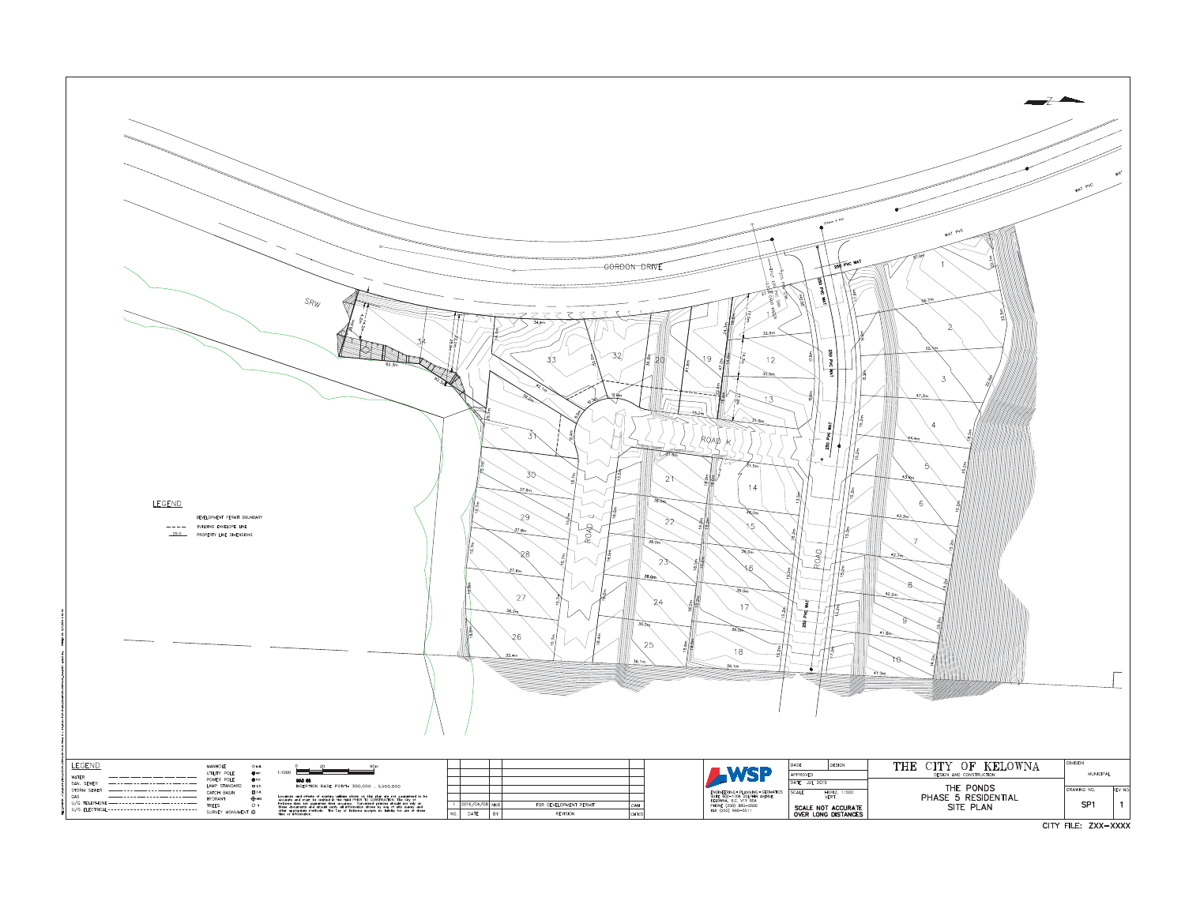GORDON DRIVE

SRW

ROAD

LEGEND

DEVELOPMENT PERMIT BOUNDARY

BUILDING ENVELOPE LINE

PROPERTY LINE DIMENSIONS

LEGEND

WATER

SAN. SEWER

STORM SEWER

GAS

U/G TELEPHONE

U/G ELECTRICAL

MANHOLE

UTILITY POLE

POWER POLE

LAMP STANDARD

CATCH BASIN

HYDRANT

TREES

SURVEY MONUMENT

1:1000

NAD 83

INSERTION BASE POINT= 300,000 , 5,500,000

Location and offsets of existing utilities shown on this plan are not guaranteed to be accurate and must be verified in the field PRIOR TO CONSTRUCTION. The City of Kelowna does not guarantee this accuracy. Concerned persons should not rely on these documents and should verify all information shown by way of site survey and other appropriate methods. The City of Kelowna accepts no liability for use of these files or information.

| NO. | DATE | BY | REVISION | CHKD |
|---|---|---|---|---|
| 1 | 2016/04/08 | NKR | FOR DEVELOPMENT PERMIT | CAM |

WSP

ENGINEERING • PLANNING • GEOMATICS

SUITE 900–1708 DOLPHIN AVENUE

KELOWNA, B.C. V1Y 9S4

PHONE (250) 980-5500

FAX (250) 980-5511

BASE

DESIGN

APPROVED

DATE JUL 2015

SCALE HORIZ. 1:500 VERT.

SCALE NOT ACCURATE OVER LONG DISTANCES

THE CITY OF KELOWNA

DESIGN AND CONSTRUCTION

THE PONDS PHASE 5 RESIDENTIAL SITE PLAN

DIVISION MUNICIPAL

DRAWING NO. SP1

REV NO. 1

CITY FILE: ZXX–XXXX